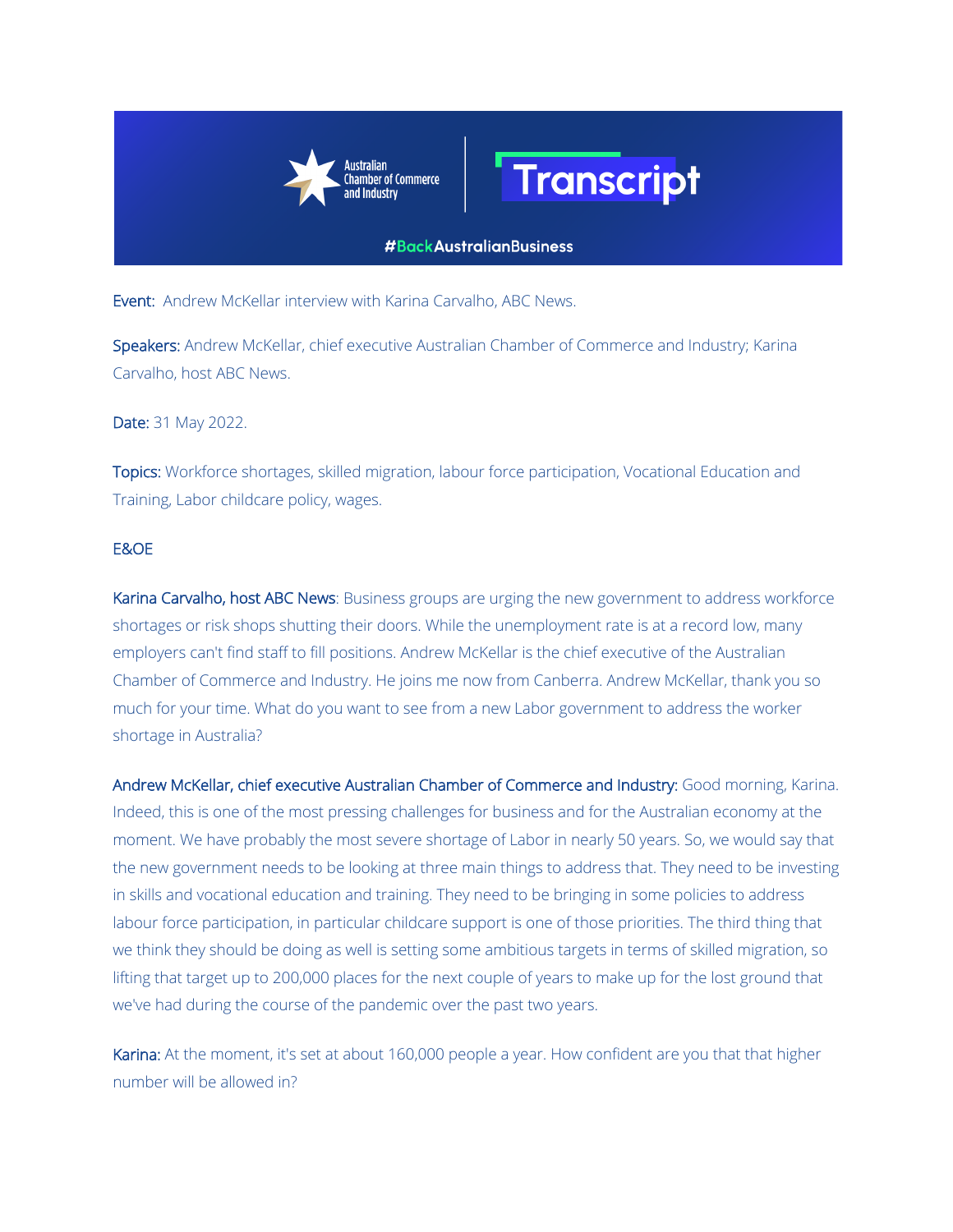Australian Chamber of Commerce and Industry | Transcript

#BackAustralianBusiness

**Event:** Andrew McKellar interview with Karina Carvalho, ABC News.

**Speakers:** Andrew McKellar, chief executive Australian Chamber of Commerce and Industry; Karina Carvalho, host ABC News.

**Date:** 31 May 2022.

**Topics:** Workforce shortages, skilled migration, labour force participation, Vocational Education and Training, Labor childcare policy, wages.

E&OE

**Karina Carvalho, host ABC News**: Business groups are urging the new government to address workforce shortages or risk shops shutting their doors. While the unemployment rate is at a record low, many employers can't find staff to fill positions. Andrew McKellar is the chief executive of the Australian Chamber of Commerce and Industry. He joins me now from Canberra. Andrew McKellar, thank you so much for your time. What do you want to see from a new Labor government to address the worker shortage in Australia?

**Andrew McKellar, chief executive Australian Chamber of Commerce and Industry:** Good morning, Karina. Indeed, this is one of the most pressing challenges for business and for the Australian economy at the moment. We have probably the most severe shortage of Labor in nearly 50 years. So, we would say that the new government needs to be looking at three main things to address that. They need to be investing in skills and vocational education and training. They need to be bringing in some policies to address labour force participation, in particular childcare support is one of those priorities. The third thing that we think they should be doing as well is setting some ambitious targets in terms of skilled migration, so lifting that target up to 200,000 places for the next couple of years to make up for the lost ground that we've had during the course of the pandemic over the past two years.

**Karina:** At the moment, it's set at about 160,000 people a year. How confident are you that that higher number will be allowed in?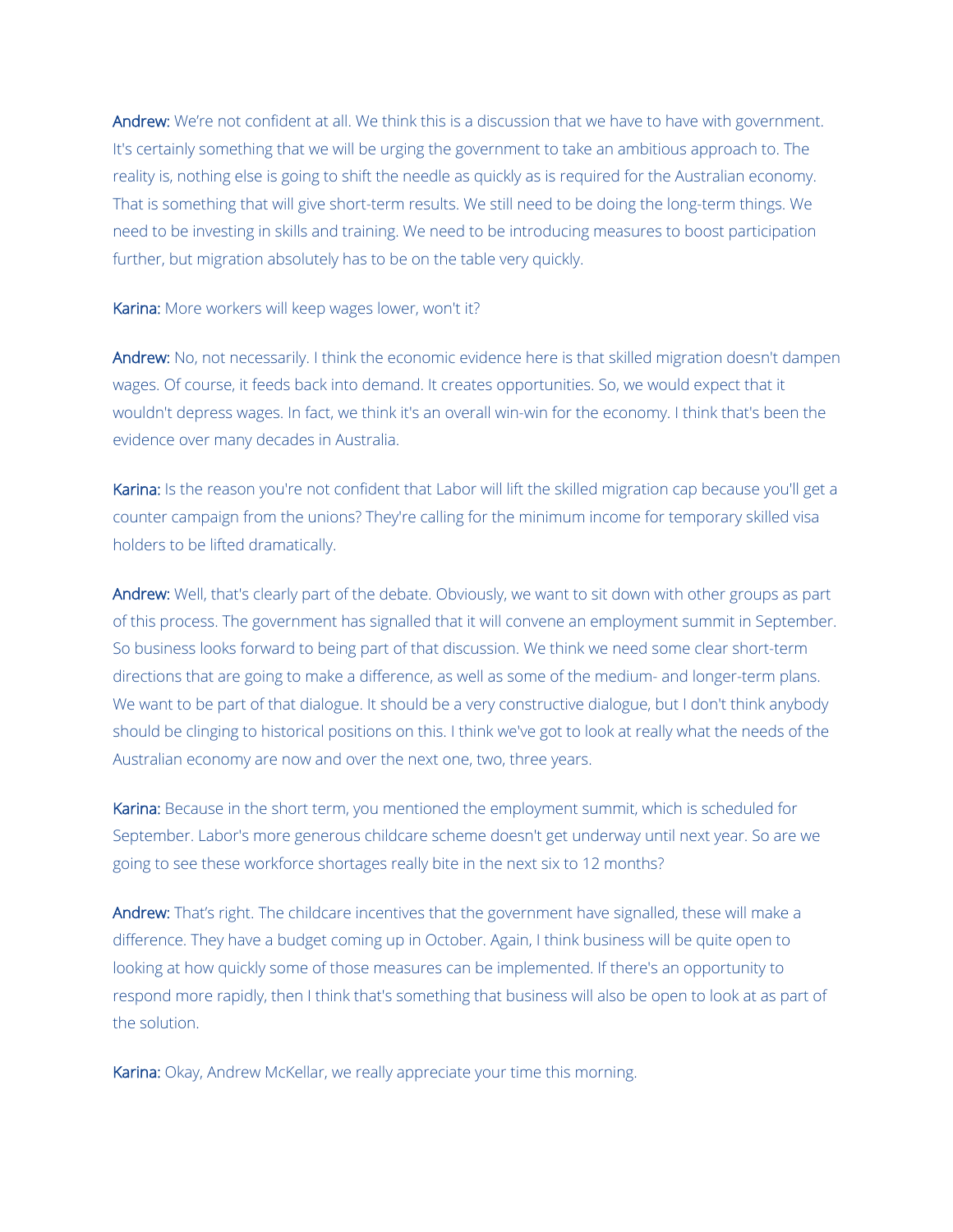**Andrew:** We're not confident at all. We think this is a discussion that we have to have with government. It's certainly something that we will be urging the government to take an ambitious approach to. The reality is, nothing else is going to shift the needle as quickly as is required for the Australian economy. That is something that will give short-term results. We still need to be doing the long-term things. We need to be investing in skills and training. We need to be introducing measures to boost participation further, but migration absolutely has to be on the table very quickly.

**Karina:** More workers will keep wages lower, won't it?

**Andrew:** No, not necessarily. I think the economic evidence here is that skilled migration doesn't dampen wages. Of course, it feeds back into demand. It creates opportunities. So, we would expect that it wouldn't depress wages. In fact, we think it's an overall win-win for the economy. I think that's been the evidence over many decades in Australia.

**Karina:** Is the reason you're not confident that Labor will lift the skilled migration cap because you'll get a counter campaign from the unions? They're calling for the minimum income for temporary skilled visa holders to be lifted dramatically.

**Andrew:** Well, that's clearly part of the debate. Obviously, we want to sit down with other groups as part of this process. The government has signalled that it will convene an employment summit in September. So business looks forward to being part of that discussion. We think we need some clear short-term directions that are going to make a difference, as well as some of the medium- and longer-term plans. We want to be part of that dialogue. It should be a very constructive dialogue, but I don't think anybody should be clinging to historical positions on this. I think we've got to look at really what the needs of the Australian economy are now and over the next one, two, three years.

**Karina:** Because in the short term, you mentioned the employment summit, which is scheduled for September. Labor's more generous childcare scheme doesn't get underway until next year. So are we going to see these workforce shortages really bite in the next six to 12 months?

**Andrew:** That's right. The childcare incentives that the government have signalled, these will make a difference. They have a budget coming up in October. Again, I think business will be quite open to looking at how quickly some of those measures can be implemented. If there's an opportunity to respond more rapidly, then I think that's something that business will also be open to look at as part of the solution.

**Karina:** Okay, Andrew McKellar, we really appreciate your time this morning.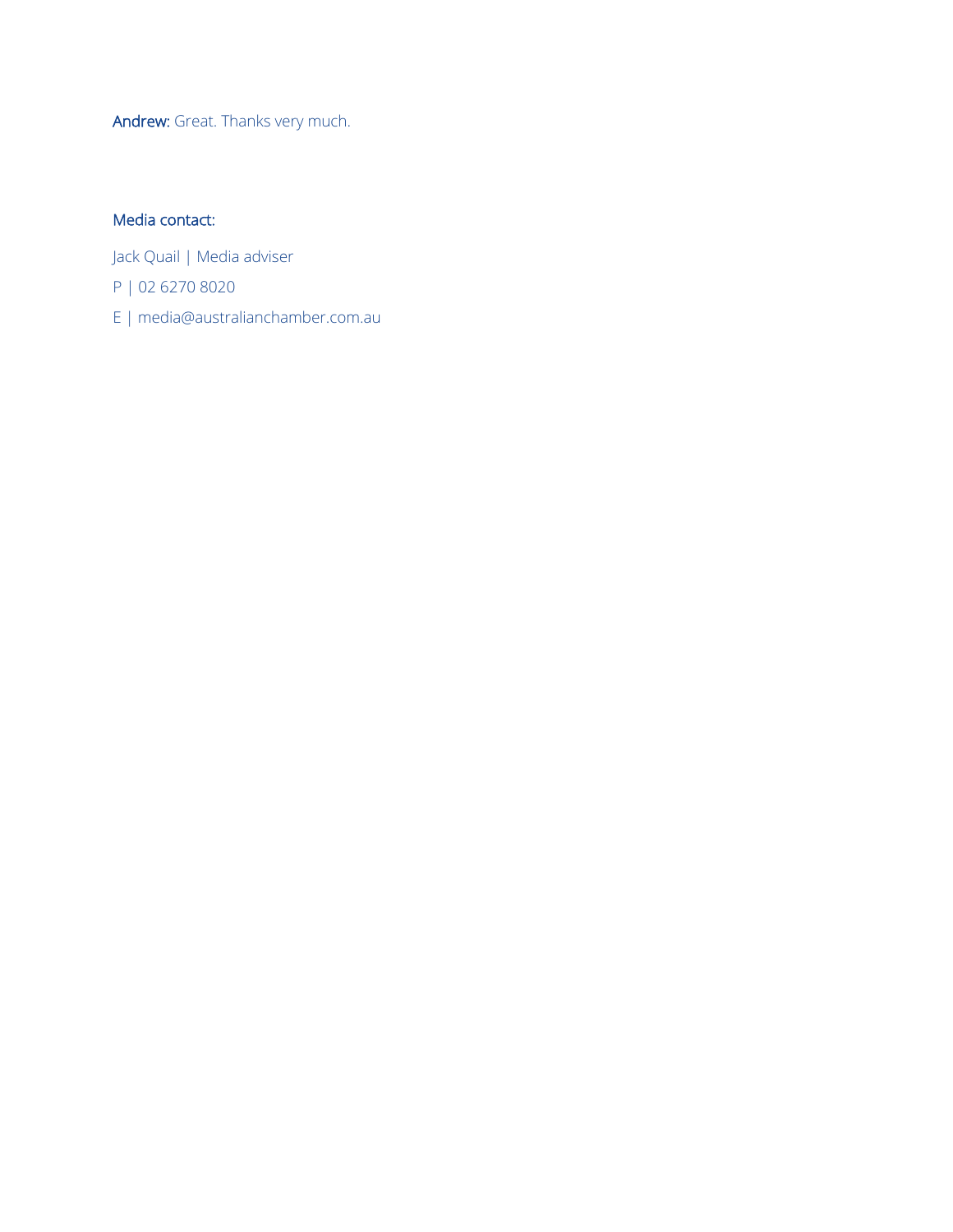**Andrew:** Great. Thanks very much.

**Media contact:**

Jack Quail | Media adviser

P | 02 6270 8020

E | media@australianchamber.com.au